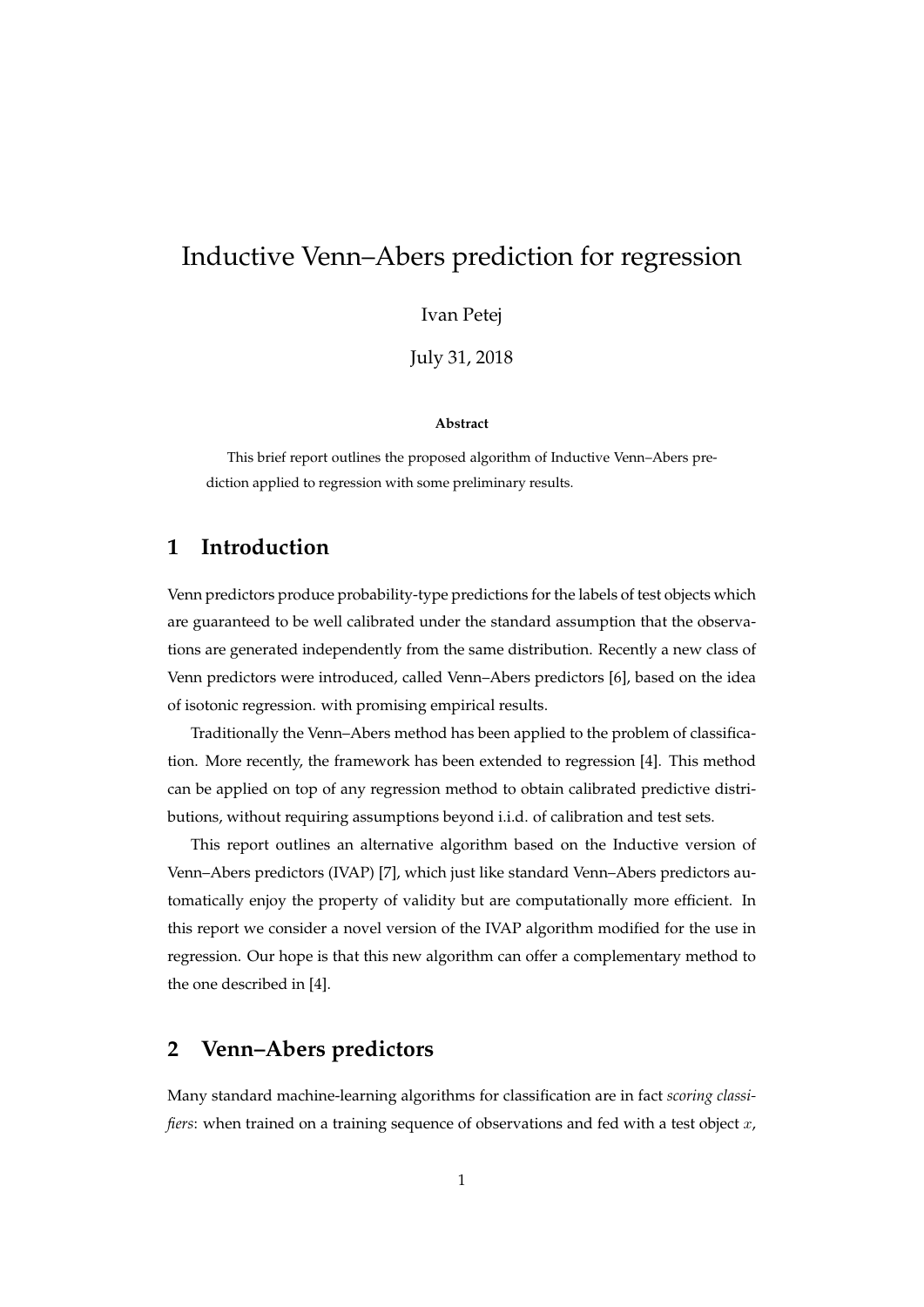# Inductive Venn–Abers prediction for regression

Ivan Petej

July 31, 2018

**Abstract**

This brief report outlines the proposed algorithm of Inductive Venn–Abers prediction applied to regression with some preliminary results.

## 1 Introduction

Venn predictors produce probability-type predictions for the labels of test objects which are guaranteed to be well calibrated under the standard assumption that the observations are generated independently from the same distribution. Recently a new class of Venn predictors were introduced, called Venn–Abers predictors [6], based on the idea of isotonic regression. with promising empirical results.

Traditionally the Venn–Abers method has been applied to the problem of classification. More recently, the framework has been extended to regression [4]. This method can be applied on top of any regression method to obtain calibrated predictive distributions, without requiring assumptions beyond i.i.d. of calibration and test sets.

This report outlines an alternative algorithm based on the Inductive version of Venn–Abers predictors (IVAP) [7], which just like standard Venn–Abers predictors automatically enjoy the property of validity but are computationally more efficient. In this report we consider a novel version of the IVAP algorithm modified for the use in regression. Our hope is that this new algorithm can offer a complementary method to the one described in [4].

## 2 Venn–Abers predictors

Many standard machine-learning algorithms for classification are in fact *scoring classifiers*: when trained on a training sequence of observations and fed with a test object $x$,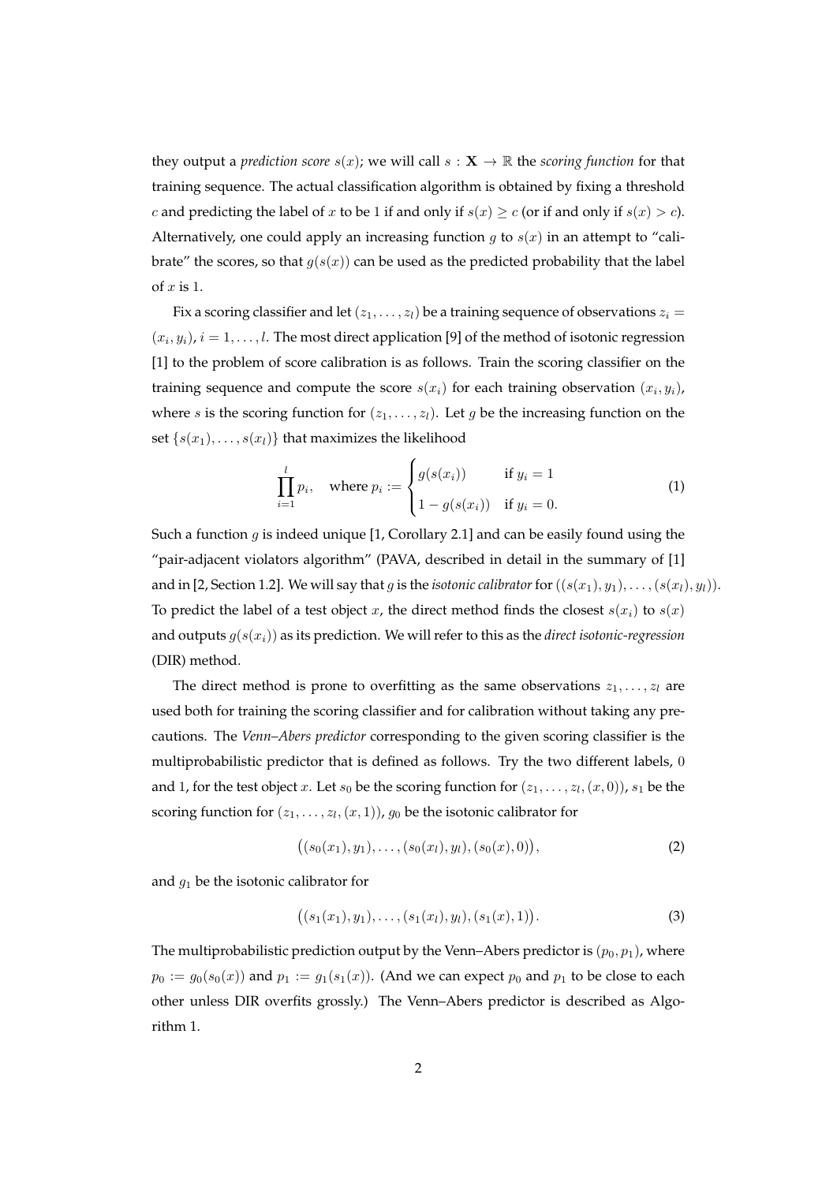they output a *prediction score* $s(x)$; we will call $s : \mathbf{X} \to \mathbb{R}$ the *scoring function* for that training sequence. The actual classification algorithm is obtained by fixing a threshold $c$ and predicting the label of $x$ to be 1 if and only if $s(x) \geq c$ (or if and only if $s(x) > c$). Alternatively, one could apply an increasing function $g$ to $s(x)$ in an attempt to "calibrate" the scores, so that $g(s(x))$ can be used as the predicted probability that the label of $x$ is 1.

Fix a scoring classifier and let $(z_1, \ldots, z_l)$ be a training sequence of observations $z_i = (x_i, y_i)$, $i = 1, \ldots, l$. The most direct application [9] of the method of isotonic regression [1] to the problem of score calibration is as follows. Train the scoring classifier on the training sequence and compute the score $s(x_i)$ for each training observation $(x_i, y_i)$, where $s$ is the scoring function for $(z_1, \ldots, z_l)$. Let $g$ be the increasing function on the set $\{s(x_1), \ldots, s(x_l)\}$ that maximizes the likelihood

$$\prod_{i=1}^{l} p_i, \quad \text{where } p_i := \begin{cases} g(s(x_i)) & \text{if } y_i = 1 \\ 1 - g(s(x_i)) & \text{if } y_i = 0. \end{cases} \tag{1}$$

Such a function $g$ is indeed unique [1, Corollary 2.1] and can be easily found using the "pair-adjacent violators algorithm" (PAVA, described in detail in the summary of [1] and in [2, Section 1.2]. We will say that $g$ is the *isotonic calibrator* for $((s(x_1), y_1), \ldots, (s(x_l), y_l))$. To predict the label of a test object $x$, the direct method finds the closest $s(x_i)$ to $s(x)$ and outputs $g(s(x_i))$ as its prediction. We will refer to this as the *direct isotonic-regression* (DIR) method.

The direct method is prone to overfitting as the same observations $z_1, \ldots, z_l$ are used both for training the scoring classifier and for calibration without taking any precautions. The *Venn–Abers predictor* corresponding to the given scoring classifier is the multiprobabilistic predictor that is defined as follows. Try the two different labels, 0 and 1, for the test object $x$. Let $s_0$ be the scoring function for $(z_1, \ldots, z_l, (x, 0))$, $s_1$ be the scoring function for $(z_1, \ldots, z_l, (x, 1))$, $g_0$ be the isotonic calibrator for

$$\bigl((s_0(x_1), y_1), \ldots, (s_0(x_l), y_l), (s_0(x), 0)\bigr), \tag{2}$$

and $g_1$ be the isotonic calibrator for

$$\bigl((s_1(x_1), y_1), \ldots, (s_1(x_l), y_l), (s_1(x), 1)\bigr). \tag{3}$$

The multiprobabilistic prediction output by the Venn–Abers predictor is $(p_0, p_1)$, where $p_0 := g_0(s_0(x))$ and $p_1 := g_1(s_1(x))$. (And we can expect $p_0$ and $p_1$ to be close to each other unless DIR overfits grossly.) The Venn–Abers predictor is described as Algorithm 1.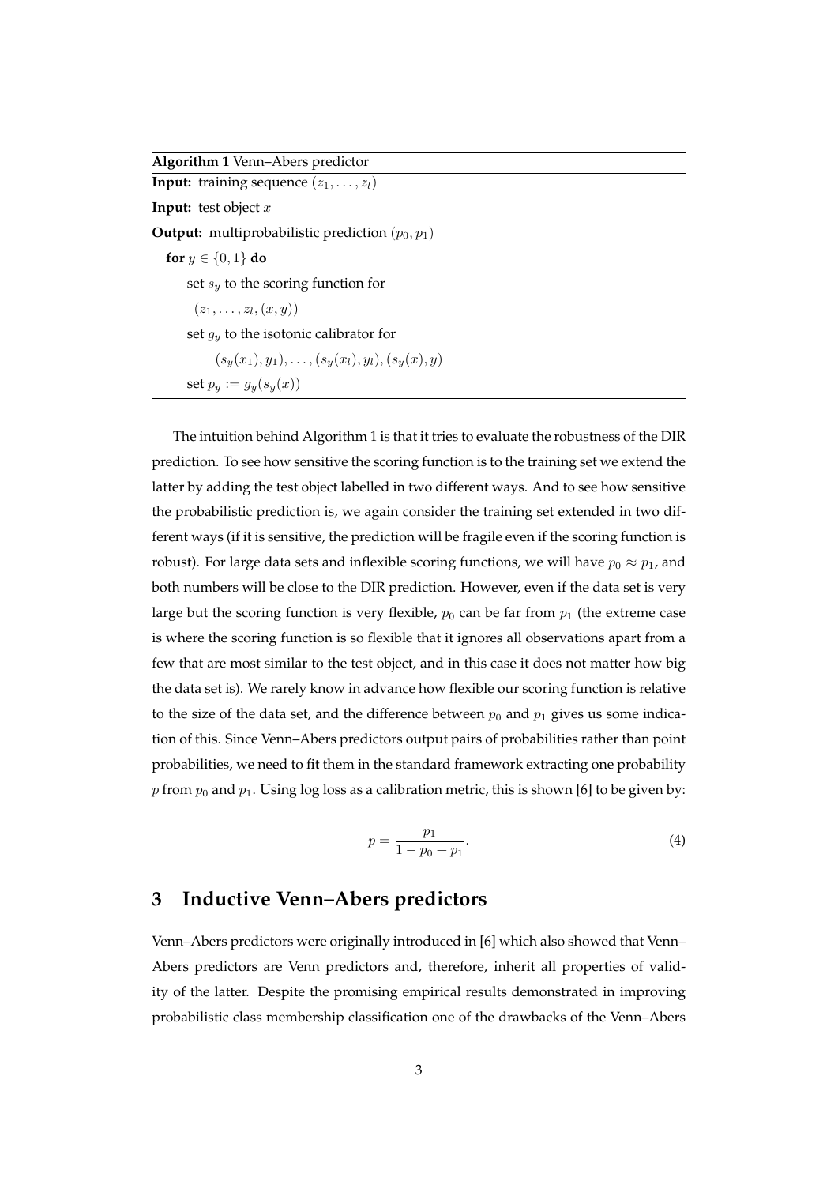**Algorithm 1** Venn–Abers predictor

**Input:** training sequence $(z_1, \dots, z_l)$

**Input:** test object $x$

**Output:** multiprobabilistic prediction $(p_0, p_1)$

  **for** $y \in \{0, 1\}$ **do**

    set $s_y$ to the scoring function for

    $(z_1, \dots, z_l, (x, y))$

    set $g_y$ to the isotonic calibrator for

      $(s_y(x_1), y_1), \dots, (s_y(x_l), y_l), (s_y(x), y)$

    set $p_y := g_y(s_y(x))$

The intuition behind Algorithm 1 is that it tries to evaluate the robustness of the DIR prediction. To see how sensitive the scoring function is to the training set we extend the latter by adding the test object labelled in two different ways. And to see how sensitive the probabilistic prediction is, we again consider the training set extended in two different ways (if it is sensitive, the prediction will be fragile even if the scoring function is robust). For large data sets and inflexible scoring functions, we will have $p_0 \approx p_1$, and both numbers will be close to the DIR prediction. However, even if the data set is very large but the scoring function is very flexible, $p_0$ can be far from $p_1$ (the extreme case is where the scoring function is so flexible that it ignores all observations apart from a few that are most similar to the test object, and in this case it does not matter how big the data set is). We rarely know in advance how flexible our scoring function is relative to the size of the data set, and the difference between $p_0$ and $p_1$ gives us some indication of this. Since Venn–Abers predictors output pairs of probabilities rather than point probabilities, we need to fit them in the standard framework extracting one probability $p$ from $p_0$ and $p_1$. Using log loss as a calibration metric, this is shown [6] to be given by:

$$p = \frac{p_1}{1 - p_0 + p_1}. \tag{4}$$

## 3 Inductive Venn–Abers predictors

Venn–Abers predictors were originally introduced in [6] which also showed that Venn–Abers predictors are Venn predictors and, therefore, inherit all properties of validity of the latter. Despite the promising empirical results demonstrated in improving probabilistic class membership classification one of the drawbacks of the Venn–Abers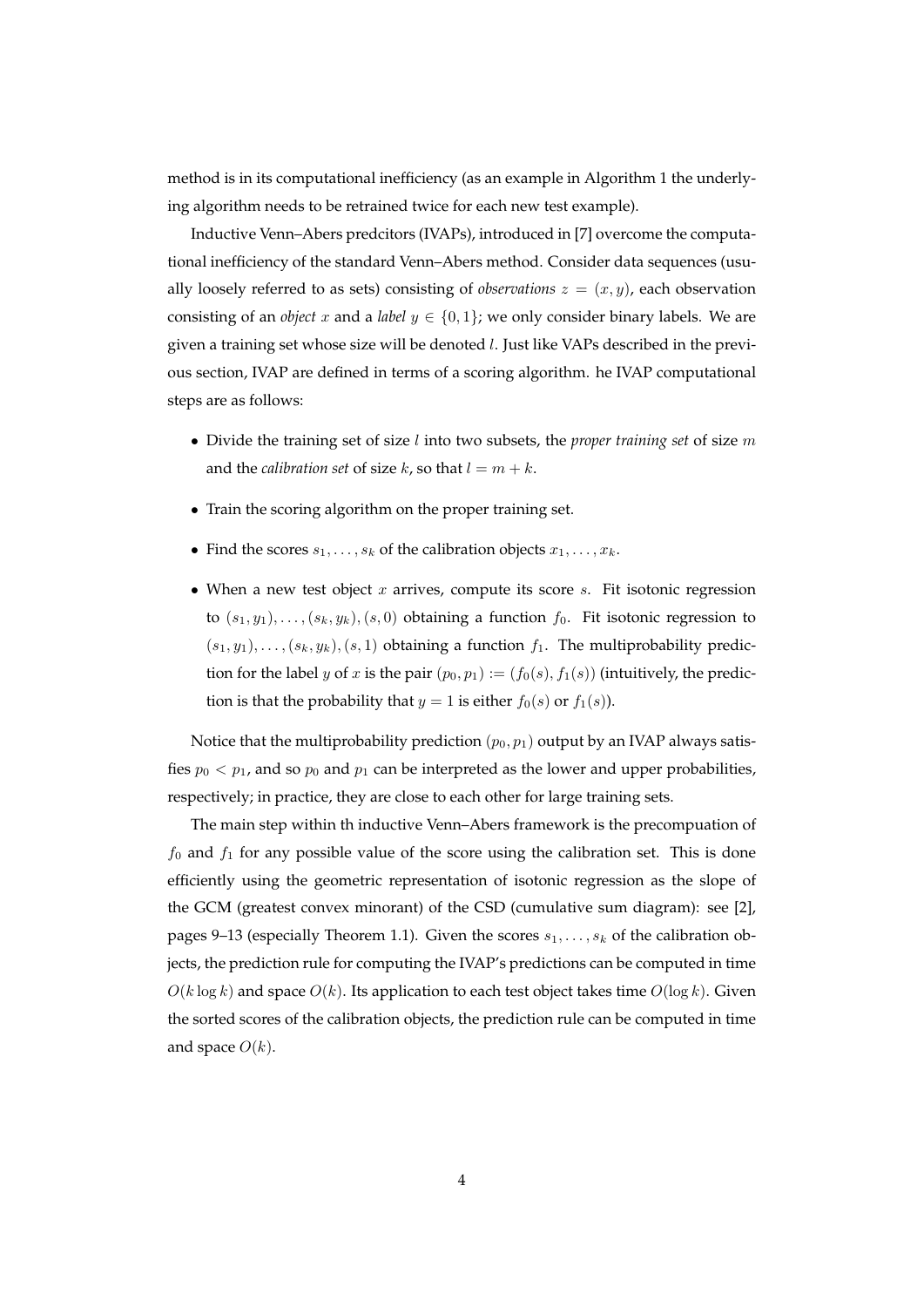method is in its computational inefficiency (as an example in Algorithm 1 the underlying algorithm needs to be retrained twice for each new test example).

Inductive Venn–Abers predcitors (IVAPs), introduced in [7] overcome the computational inefficiency of the standard Venn–Abers method. Consider data sequences (usually loosely referred to as sets) consisting of *observations* $z = (x, y)$, each observation consisting of an *object* $x$ and a *label* $y \in \{0, 1\}$; we only consider binary labels. We are given a training set whose size will be denoted $l$. Just like VAPs described in the previous section, IVAP are defined in terms of a scoring algorithm. he IVAP computational steps are as follows:

- Divide the training set of size $l$ into two subsets, the *proper training set* of size $m$ and the *calibration set* of size $k$, so that $l = m + k$.
- Train the scoring algorithm on the proper training set.
- Find the scores $s_1, \ldots, s_k$ of the calibration objects $x_1, \ldots, x_k$.
- When a new test object $x$ arrives, compute its score $s$. Fit isotonic regression to $(s_1, y_1), \ldots, (s_k, y_k), (s, 0)$ obtaining a function $f_0$. Fit isotonic regression to $(s_1, y_1), \ldots, (s_k, y_k), (s, 1)$ obtaining a function $f_1$. The multiprobability prediction for the label $y$ of $x$ is the pair $(p_0, p_1) := (f_0(s), f_1(s))$ (intuitively, the prediction is that the probability that $y = 1$ is either $f_0(s)$ or $f_1(s)$).

Notice that the multiprobability prediction $(p_0, p_1)$ output by an IVAP always satisfies $p_0 < p_1$, and so $p_0$ and $p_1$ can be interpreted as the lower and upper probabilities, respectively; in practice, they are close to each other for large training sets.

The main step within th inductive Venn–Abers framework is the precompuation of $f_0$ and $f_1$ for any possible value of the score using the calibration set. This is done efficiently using the geometric representation of isotonic regression as the slope of the GCM (greatest convex minorant) of the CSD (cumulative sum diagram): see [2], pages 9–13 (especially Theorem 1.1). Given the scores $s_1, \ldots, s_k$ of the calibration objects, the prediction rule for computing the IVAP's predictions can be computed in time $O(k \log k)$ and space $O(k)$. Its application to each test object takes time $O(\log k)$. Given the sorted scores of the calibration objects, the prediction rule can be computed in time and space $O(k)$.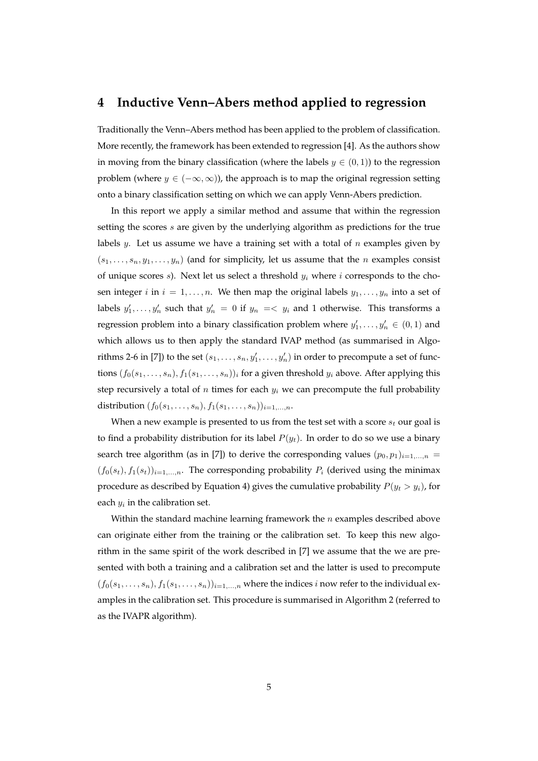# 4 Inductive Venn–Abers method applied to regression

Traditionally the Venn–Abers method has been applied to the problem of classification. More recently, the framework has been extended to regression [4]. As the authors show in moving from the binary classification (where the labels $y \in (0, 1)$) to the regression problem (where $y \in (-\infty, \infty)$), the approach is to map the original regression setting onto a binary classification setting on which we can apply Venn-Abers prediction.

In this report we apply a similar method and assume that within the regression setting the scores $s$ are given by the underlying algorithm as predictions for the true labels $y$. Let us assume we have a training set with a total of $n$ examples given by $(s_1, \ldots, s_n, y_1, \ldots, y_n)$ (and for simplicity, let us assume that the $n$ examples consist of unique scores $s$). Next let us select a threshold $y_i$ where $i$ corresponds to the chosen integer $i$ in $i = 1, \ldots, n$. We then map the original labels $y_1, \ldots, y_n$ into a set of labels $y'_1, \ldots, y'_n$ such that $y'_n = 0$ if $y_n =< y_i$ and 1 otherwise. This transforms a regression problem into a binary classification problem where $y'_1, \ldots, y'_n \in (0, 1)$ and which allows us to then apply the standard IVAP method (as summarised in Algorithms 2-6 in [7]) to the set $(s_1, \ldots, s_n, y'_1, \ldots, y'_n)$ in order to precompute a set of functions $(f_0(s_1, \ldots, s_n), f_1(s_1, \ldots, s_n))_i$ for a given threshold $y_i$ above. After applying this step recursively a total of $n$ times for each $y_i$ we can precompute the full probability distribution $(f_0(s_1, \ldots, s_n), f_1(s_1, \ldots, s_n))_{i=1,\ldots,n}$.

When a new example is presented to us from the test set with a score $s_t$ our goal is to find a probability distribution for its label $P(y_t)$. In order to do so we use a binary search tree algorithm (as in [7]) to derive the corresponding values $(p_0, p_1)_{i=1,\ldots,n} = (f_0(s_t), f_1(s_t))_{i=1,\ldots,n}$. The corresponding probability $P_i$ (derived using the minimax procedure as described by Equation 4) gives the cumulative probability $P(y_t > y_i)$, for each $y_i$ in the calibration set.

Within the standard machine learning framework the $n$ examples described above can originate either from the training or the calibration set. To keep this new algorithm in the same spirit of the work described in [7] we assume that the we are presented with both a training and a calibration set and the latter is used to precompute $(f_0(s_1, \ldots, s_n), f_1(s_1, \ldots, s_n))_{i=1,\ldots,n}$ where the indices $i$ now refer to the individual examples in the calibration set. This procedure is summarised in Algorithm 2 (referred to as the IVAPR algorithm).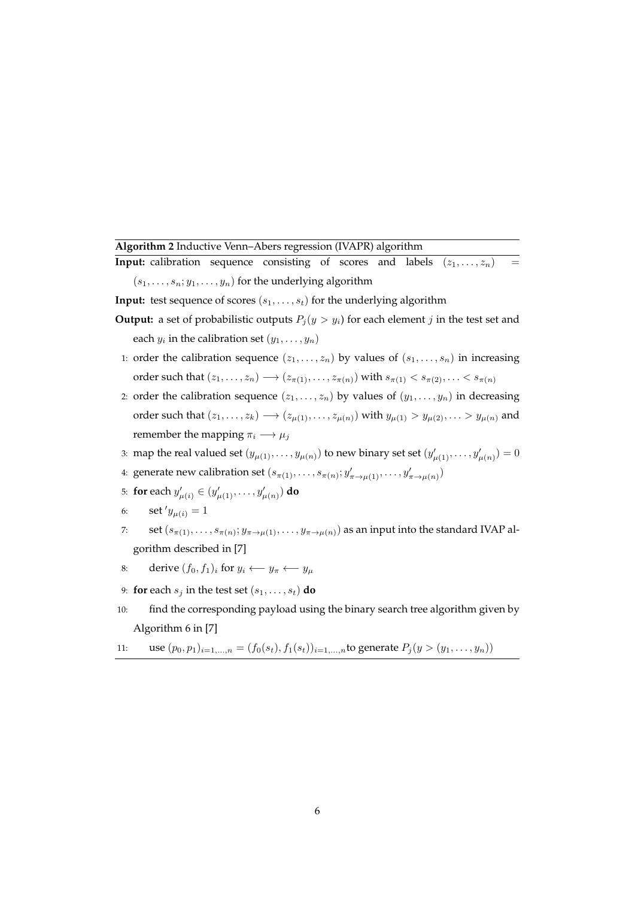**Algorithm 2** Inductive Venn–Abers regression (IVAPR) algorithm

**Input:** calibration sequence consisting of scores and labels $(z_1, \ldots, z_n) = (s_1, \ldots, s_n; y_1, \ldots, y_n)$ for the underlying algorithm

**Input:** test sequence of scores $(s_1, \ldots, s_t)$ for the underlying algorithm

**Output:** a set of probabilistic outputs $P_j(y > y_i)$ for each element $j$ in the test set and each $y_i$ in the calibration set $(y_1, \ldots, y_n)$

1: order the calibration sequence $(z_1, \ldots, z_n)$ by values of $(s_1, \ldots, s_n)$ in increasing order such that $(z_1, \ldots, z_n) \longrightarrow (z_{\pi(1)}, \ldots, z_{\pi(n)})$ with $s_{\pi(1)} < s_{\pi(2)}, \ldots < s_{\pi(n)}$

2: order the calibration sequence $(z_1, \ldots, z_n)$ by values of $(y_1, \ldots, y_n)$ in decreasing order such that $(z_1, \ldots, z_k) \longrightarrow (z_{\mu(1)}, \ldots, z_{\mu(n)})$ with $y_{\mu(1)} > y_{\mu(2)}, \ldots > y_{\mu(n)}$ and remember the mapping $\pi_i \longrightarrow \mu_j$

3: map the real valued set $(y_{\mu(1)}, \ldots, y_{\mu(n)})$ to new binary set set $(y'_{\mu(1)}, \ldots, y'_{\mu(n)}) = 0$

4: generate new calibration set $(s_{\pi(1)}, \ldots, s_{\pi(n)}; y'_{\pi \to \mu(1)}, \ldots, y'_{\pi \to \mu(n)})$

5: **for** each $y'_{\mu(i)} \in (y'_{\mu(1)}, \ldots, y'_{\mu(n)})$ **do**

6: set $'y_{\mu(i)} = 1$

7: set $(s_{\pi(1)}, \ldots, s_{\pi(n)}; y_{\pi \to \mu(1)}, \ldots, y_{\pi \to \mu(n)})$ as an input into the standard IVAP algorithm described in [7]

8: derive $(f_0, f_1)_i$ for $y_i \longleftarrow y_\pi \longleftarrow y_\mu$

9: **for** each $s_j$ in the test set $(s_1, \ldots, s_t)$ **do**

10: find the corresponding payload using the binary search tree algorithm given by Algorithm 6 in [7]

11: use $(p_0, p_1)_{i=1,\ldots,n} = (f_0(s_t), f_1(s_t))_{i=1,\ldots,n}$ to generate $P_j(y > (y_1, \ldots, y_n))$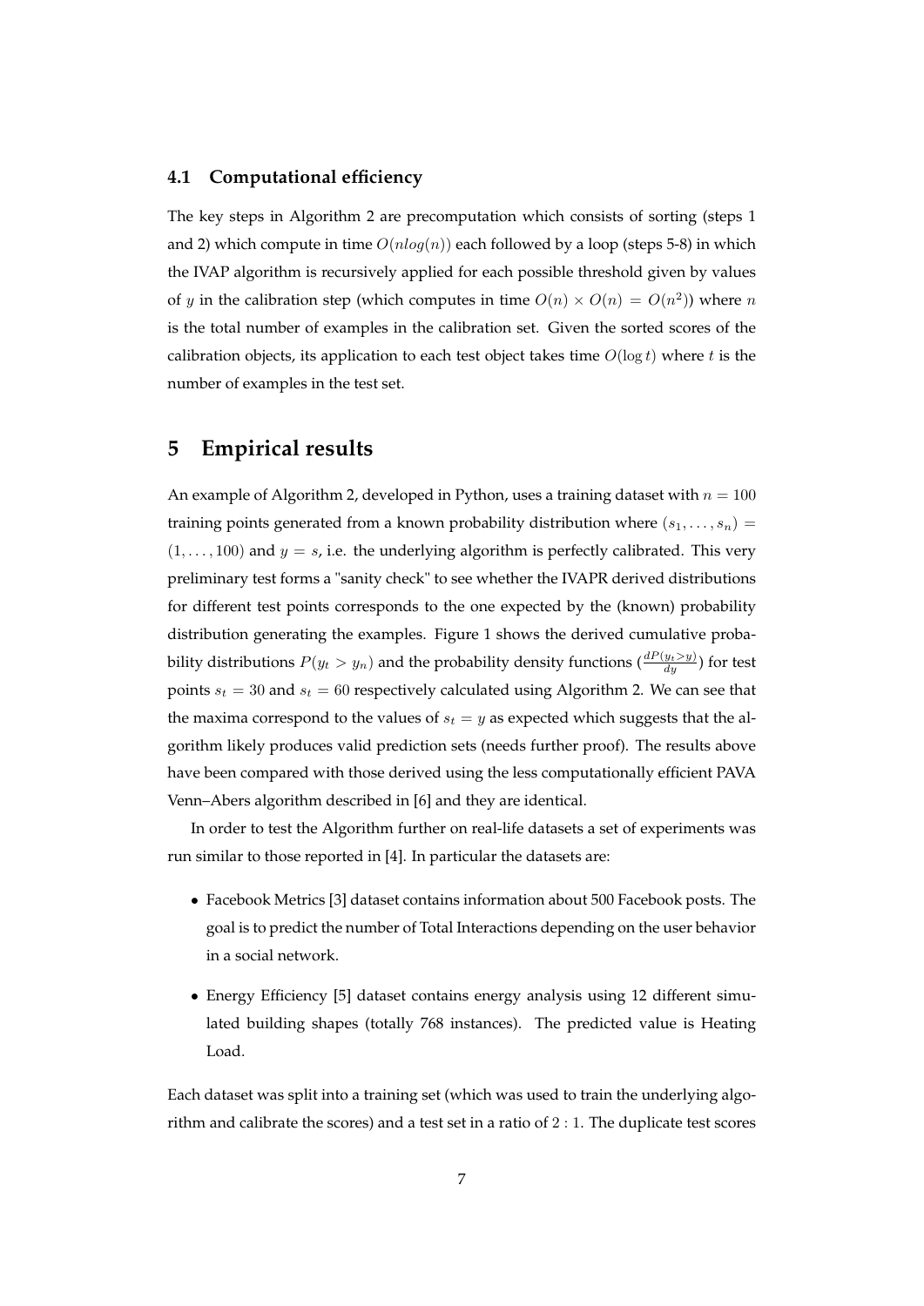### 4.1 Computational efficiency

The key steps in Algorithm 2 are precomputation which consists of sorting (steps 1 and 2) which compute in time $O(nlog(n))$ each followed by a loop (steps 5-8) in which the IVAP algorithm is recursively applied for each possible threshold given by values of $y$ in the calibration step (which computes in time $O(n) \times O(n) = O(n^2)$) where $n$ is the total number of examples in the calibration set. Given the sorted scores of the calibration objects, its application to each test object takes time $O(\log t)$ where $t$ is the number of examples in the test set.

## 5 Empirical results

An example of Algorithm 2, developed in Python, uses a training dataset with $n = 100$ training points generated from a known probability distribution where $(s_1, \ldots, s_n) = (1, \ldots, 100)$ and $y = s$, i.e. the underlying algorithm is perfectly calibrated. This very preliminary test forms a "sanity check" to see whether the IVAPR derived distributions for different test points corresponds to the one expected by the (known) probability distribution generating the examples. Figure 1 shows the derived cumulative probability distributions $P(y_t > y_n)$ and the probability density functions ($\frac{dP(y_t > y)}{dy}$) for test points $s_t = 30$ and $s_t = 60$ respectively calculated using Algorithm 2. We can see that the maxima correspond to the values of $s_t = y$ as expected which suggests that the algorithm likely produces valid prediction sets (needs further proof). The results above have been compared with those derived using the less computationally efficient PAVA Venn–Abers algorithm described in [6] and they are identical.

In order to test the Algorithm further on real-life datasets a set of experiments was run similar to those reported in [4]. In particular the datasets are:

- Facebook Metrics [3] dataset contains information about 500 Facebook posts. The goal is to predict the number of Total Interactions depending on the user behavior in a social network.
- Energy Efficiency [5] dataset contains energy analysis using 12 different simulated building shapes (totally 768 instances). The predicted value is Heating Load.

Each dataset was split into a training set (which was used to train the underlying algorithm and calibrate the scores) and a test set in a ratio of $2 : 1$. The duplicate test scores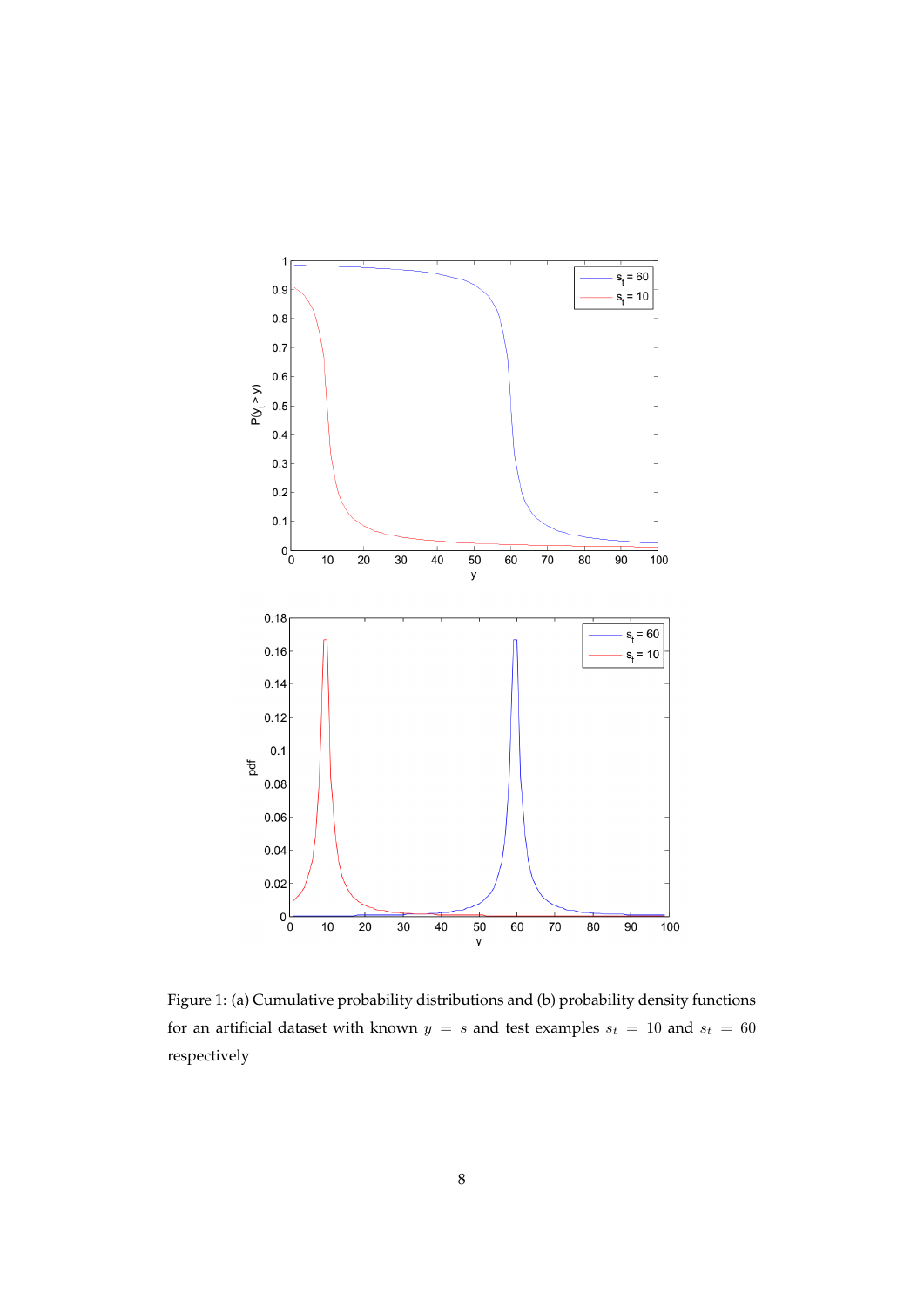Figure 1: (a) Cumulative probability distributions and (b) probability density functions for an artificial dataset with known $y = s$ and test examples $s_t = 10$ and $s_t = 60$ respectively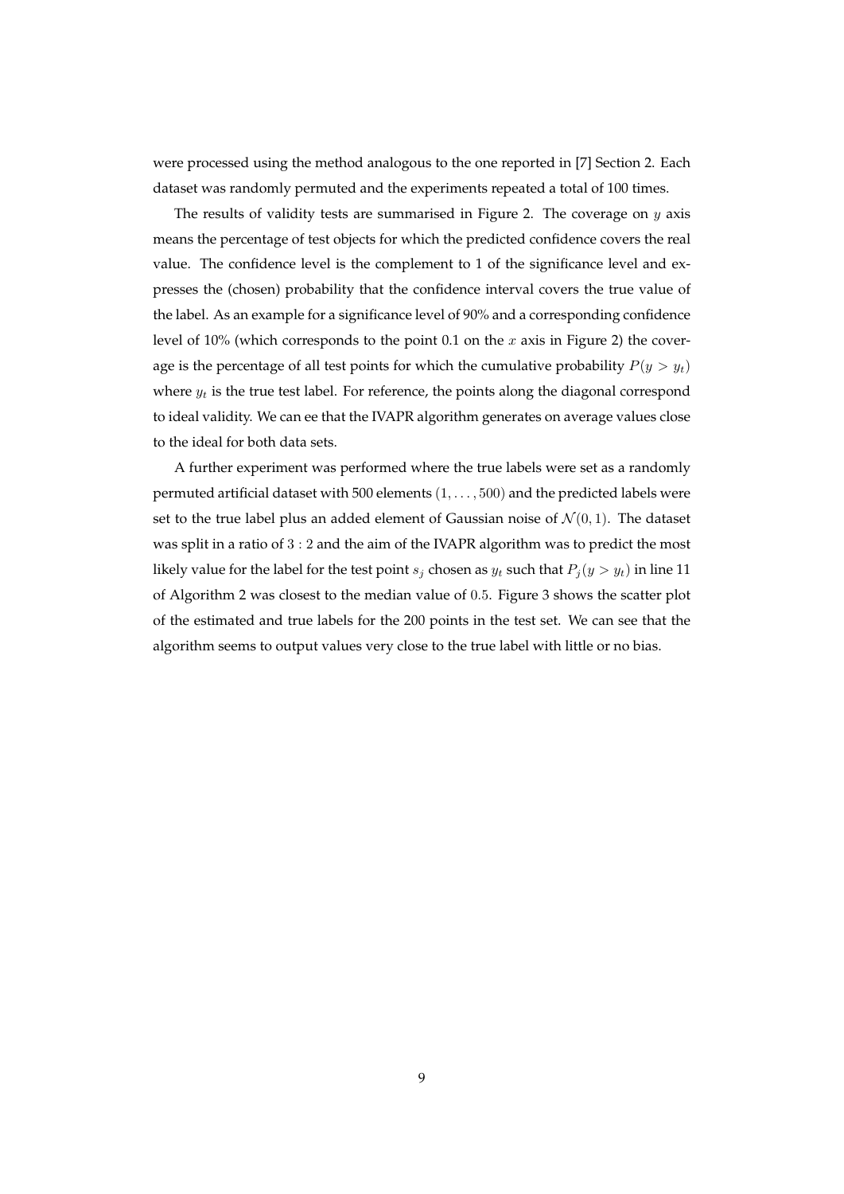were processed using the method analogous to the one reported in [7] Section 2. Each dataset was randomly permuted and the experiments repeated a total of 100 times.

The results of validity tests are summarised in Figure 2. The coverage on $y$ axis means the percentage of test objects for which the predicted confidence covers the real value. The confidence level is the complement to 1 of the significance level and expresses the (chosen) probability that the confidence interval covers the true value of the label. As an example for a significance level of 90% and a corresponding confidence level of 10% (which corresponds to the point 0.1 on the $x$ axis in Figure 2) the coverage is the percentage of all test points for which the cumulative probability $P(y > y_t)$ where $y_t$ is the true test label. For reference, the points along the diagonal correspond to ideal validity. We can ee that the IVAPR algorithm generates on average values close to the ideal for both data sets.

A further experiment was performed where the true labels were set as a randomly permuted artificial dataset with 500 elements $(1, \ldots, 500)$ and the predicted labels were set to the true label plus an added element of Gaussian noise of $\mathcal{N}(0, 1)$. The dataset was split in a ratio of $3 : 2$ and the aim of the IVAPR algorithm was to predict the most likely value for the label for the test point $s_j$ chosen as $y_t$ such that $P_j(y > y_t)$ in line 11 of Algorithm 2 was closest to the median value of $0.5$. Figure 3 shows the scatter plot of the estimated and true labels for the 200 points in the test set. We can see that the algorithm seems to output values very close to the true label with little or no bias.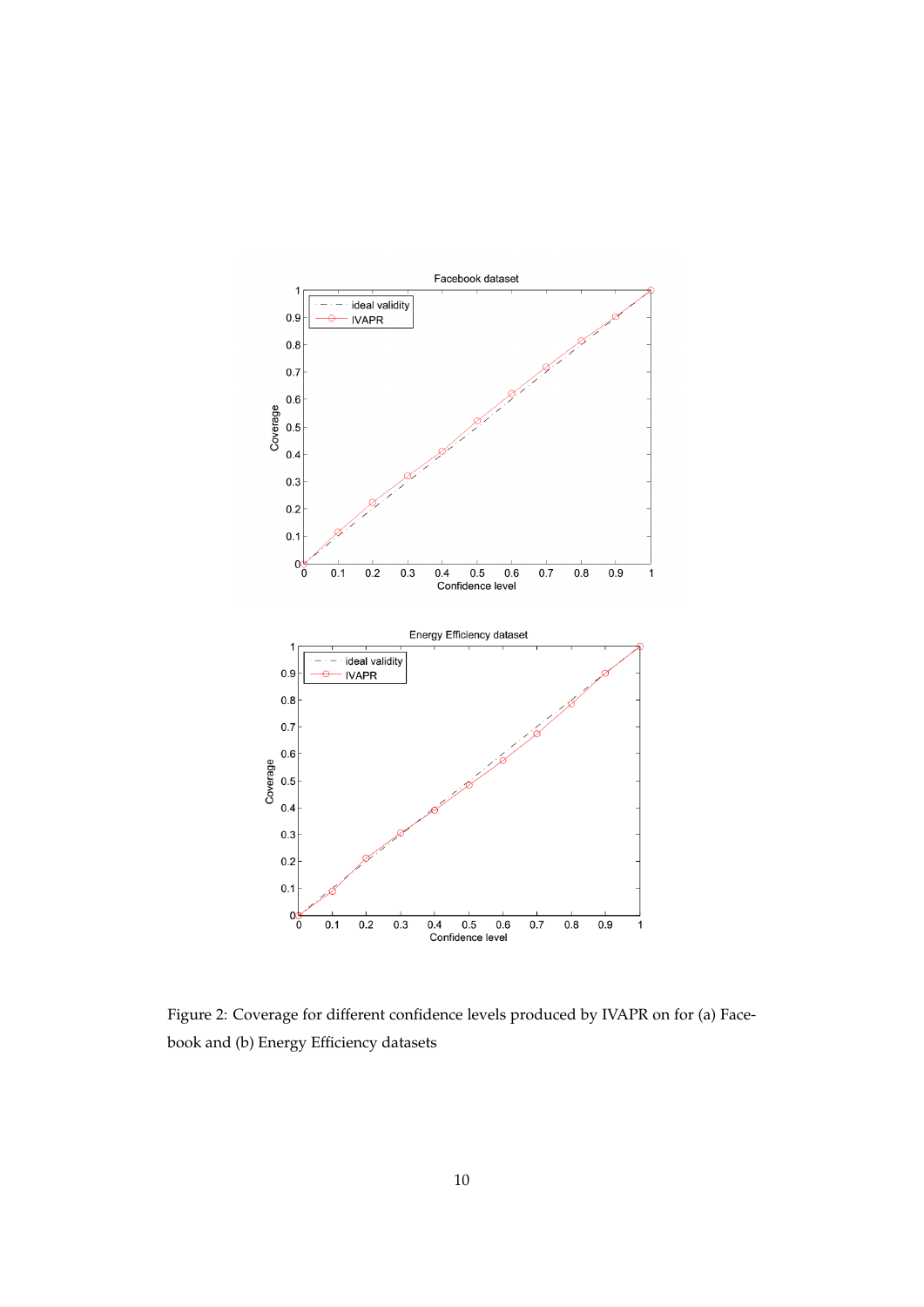Figure 2: Coverage for different confidence levels produced by IVAPR on for (a) Facebook and (b) Energy Efficiency datasets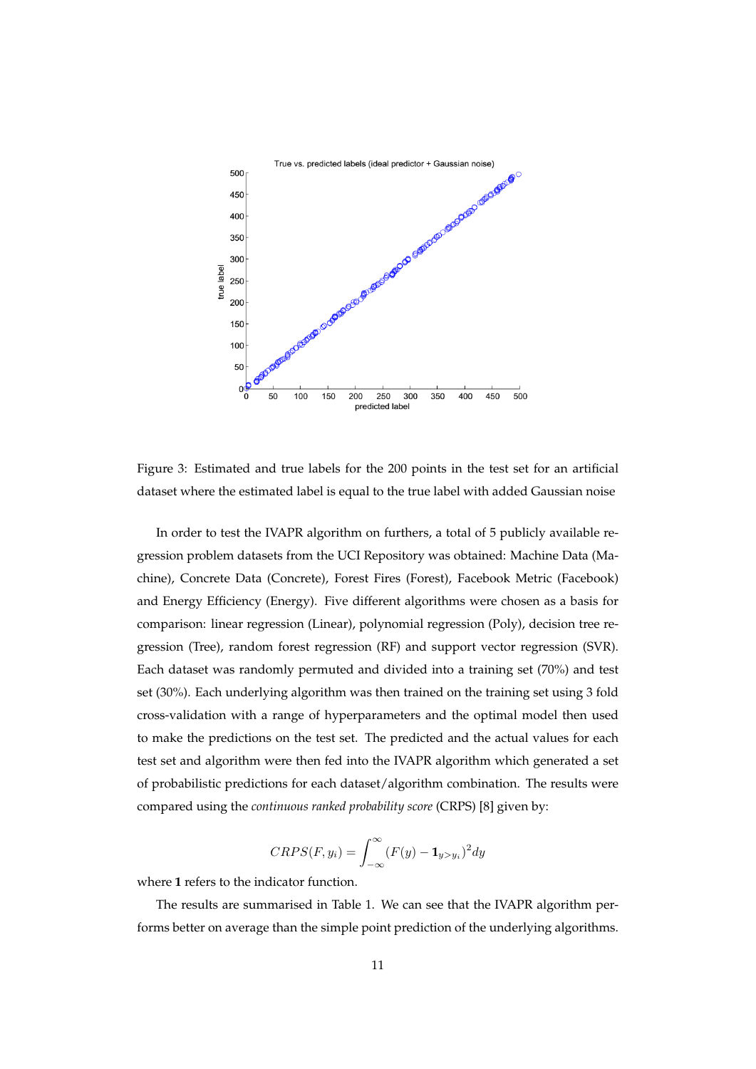Figure 3: Estimated and true labels for the 200 points in the test set for an artificial dataset where the estimated label is equal to the true label with added Gaussian noise

In order to test the IVAPR algorithm on furthers, a total of 5 publicly available regression problem datasets from the UCI Repository was obtained: Machine Data (Machine), Concrete Data (Concrete), Forest Fires (Forest), Facebook Metric (Facebook) and Energy Efficiency (Energy). Five different algorithms were chosen as a basis for comparison: linear regression (Linear), polynomial regression (Poly), decision tree regression (Tree), random forest regression (RF) and support vector regression (SVR). Each dataset was randomly permuted and divided into a training set (70%) and test set (30%). Each underlying algorithm was then trained on the training set using 3 fold cross-validation with a range of hyperparameters and the optimal model then used to make the predictions on the test set. The predicted and the actual values for each test set and algorithm were then fed into the IVAPR algorithm which generated a set of probabilistic predictions for each dataset/algorithm combination. The results were compared using the *continuous ranked probability score* (CRPS) [8] given by:

$$CRPS(F, y_i) = \int_{-\infty}^{\infty} (F(y) - \mathbf{1}_{y > y_i})^2 dy$$

where **1** refers to the indicator function.

The results are summarised in Table 1. We can see that the IVAPR algorithm performs better on average than the simple point prediction of the underlying algorithms.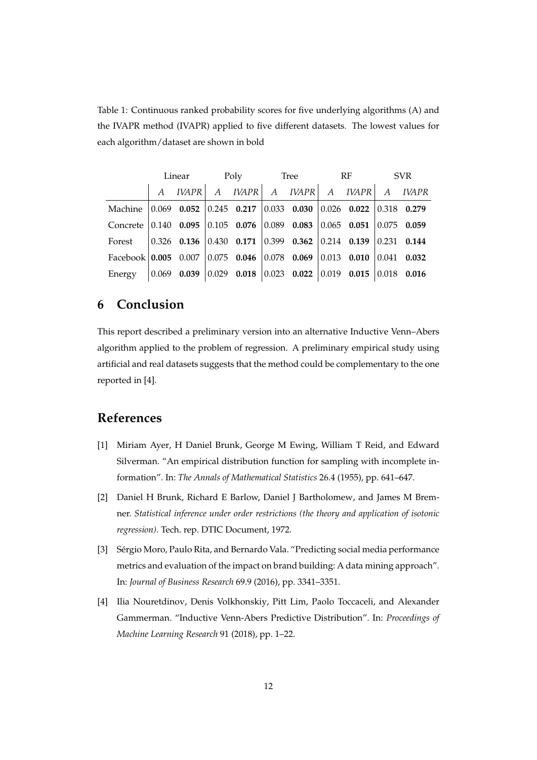Table 1: Continuous ranked probability scores for five underlying algorithms (A) and the IVAPR method (IVAPR) applied to five different datasets. The lowest values for each algorithm/dataset are shown in bold

| | Linear | | Poly | | Tree | | RF | | SVR | |
|---|---|---|---|---|---|---|---|---|---|---|
| | *A* | *IVAPR* | *A* | *IVAPR* | *A* | *IVAPR* | *A* | *IVAPR* | *A* | *IVAPR* |
| Machine | 0.069 | **0.052** | 0.245 | **0.217** | 0.033 | **0.030** | 0.026 | **0.022** | 0.318 | **0.279** |
| Concrete | 0.140 | **0.095** | 0.105 | **0.076** | 0.089 | **0.083** | 0.065 | **0.051** | 0.075 | **0.059** |
| Forest | 0.326 | **0.136** | 0.430 | **0.171** | 0.399 | **0.362** | 0.214 | **0.139** | 0.231 | **0.144** |
| Facebook | **0.005** | 0.007 | 0.075 | **0.046** | 0.078 | **0.069** | 0.013 | **0.010** | 0.041 | **0.032** |
| Energy | 0.069 | **0.039** | 0.029 | **0.018** | 0.023 | **0.022** | 0.019 | **0.015** | 0.018 | **0.016** |

# 6 Conclusion

This report described a preliminary version into an alternative Inductive Venn–Abers algorithm applied to the problem of regression. A preliminary empirical study using artificial and real datasets suggests that the method could be complementary to the one reported in [4].

# References

[1] Miriam Ayer, H Daniel Brunk, George M Ewing, William T Reid, and Edward Silverman. "An empirical distribution function for sampling with incomplete information". In: *The Annals of Mathematical Statistics* 26.4 (1955), pp. 641–647.

[2] Daniel H Brunk, Richard E Barlow, Daniel J Bartholomew, and James M Bremner. *Statistical inference under order restrictions (the theory and application of isotonic regression)*. Tech. rep. DTIC Document, 1972.

[3] Sérgio Moro, Paulo Rita, and Bernardo Vala. "Predicting social media performance metrics and evaluation of the impact on brand building: A data mining approach". In: *Journal of Business Research* 69.9 (2016), pp. 3341–3351.

[4] Ilia Nouretdinov, Denis Volkhonskiy, Pitt Lim, Paolo Toccaceli, and Alexander Gammerman. "Inductive Venn-Abers Predictive Distribution". In: *Proceedings of Machine Learning Research* 91 (2018), pp. 1–22.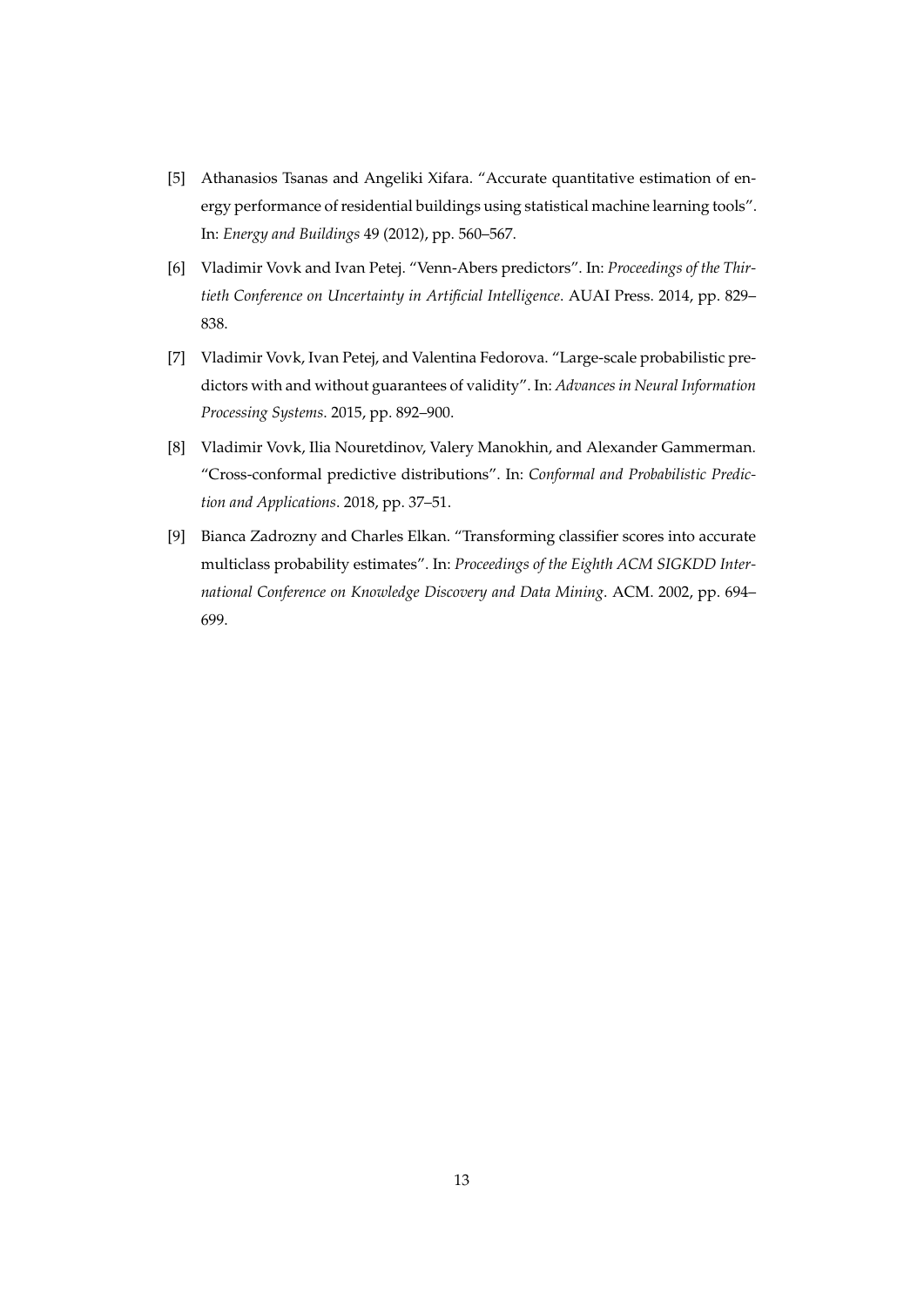[5] Athanasios Tsanas and Angeliki Xifara. "Accurate quantitative estimation of energy performance of residential buildings using statistical machine learning tools". In: *Energy and Buildings* 49 (2012), pp. 560–567.

[6] Vladimir Vovk and Ivan Petej. "Venn-Abers predictors". In: *Proceedings of the Thirtieth Conference on Uncertainty in Artificial Intelligence*. AUAI Press. 2014, pp. 829–838.

[7] Vladimir Vovk, Ivan Petej, and Valentina Fedorova. "Large-scale probabilistic predictors with and without guarantees of validity". In: *Advances in Neural Information Processing Systems*. 2015, pp. 892–900.

[8] Vladimir Vovk, Ilia Nouretdinov, Valery Manokhin, and Alexander Gammerman. "Cross-conformal predictive distributions". In: *Conformal and Probabilistic Prediction and Applications*. 2018, pp. 37–51.

[9] Bianca Zadrozny and Charles Elkan. "Transforming classifier scores into accurate multiclass probability estimates". In: *Proceedings of the Eighth ACM SIGKDD International Conference on Knowledge Discovery and Data Mining*. ACM. 2002, pp. 694–699.